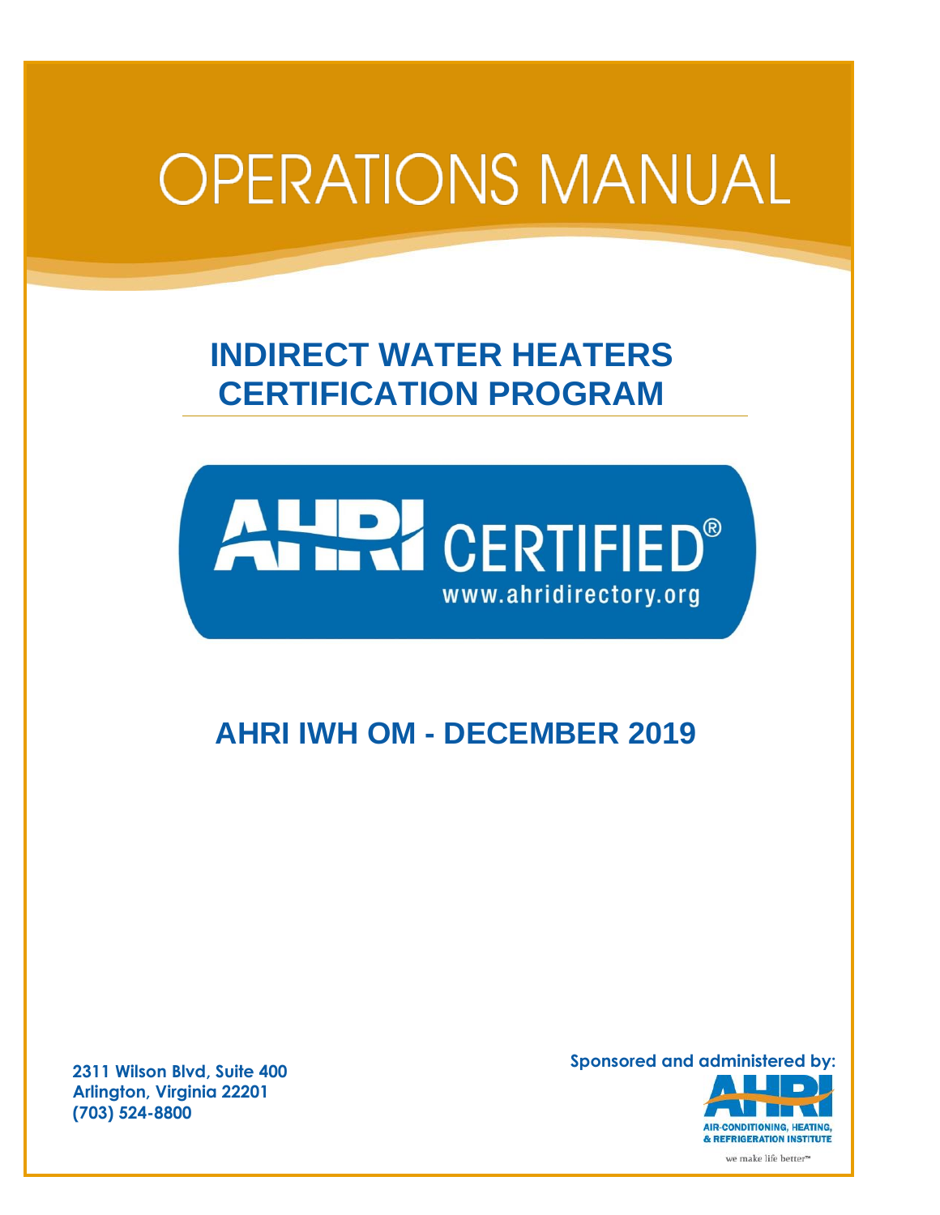# OPERATIONS MANUAL

## INDIRECT WATER HEATERS CERTIFICATION PROGRAM

AHRI CERTIFIED®
www.ahridirectory.org

## AHRI IWH OM - DECEMBER 2019

**2311 Wilson Blvd, Suite 400**
**Arlington, Virginia 22201**
**(703) 524-8800**

**Sponsored and administered by:**

AHRI
AIR-CONDITIONING, HEATING, & REFRIGERATION INSTITUTE
we make life better™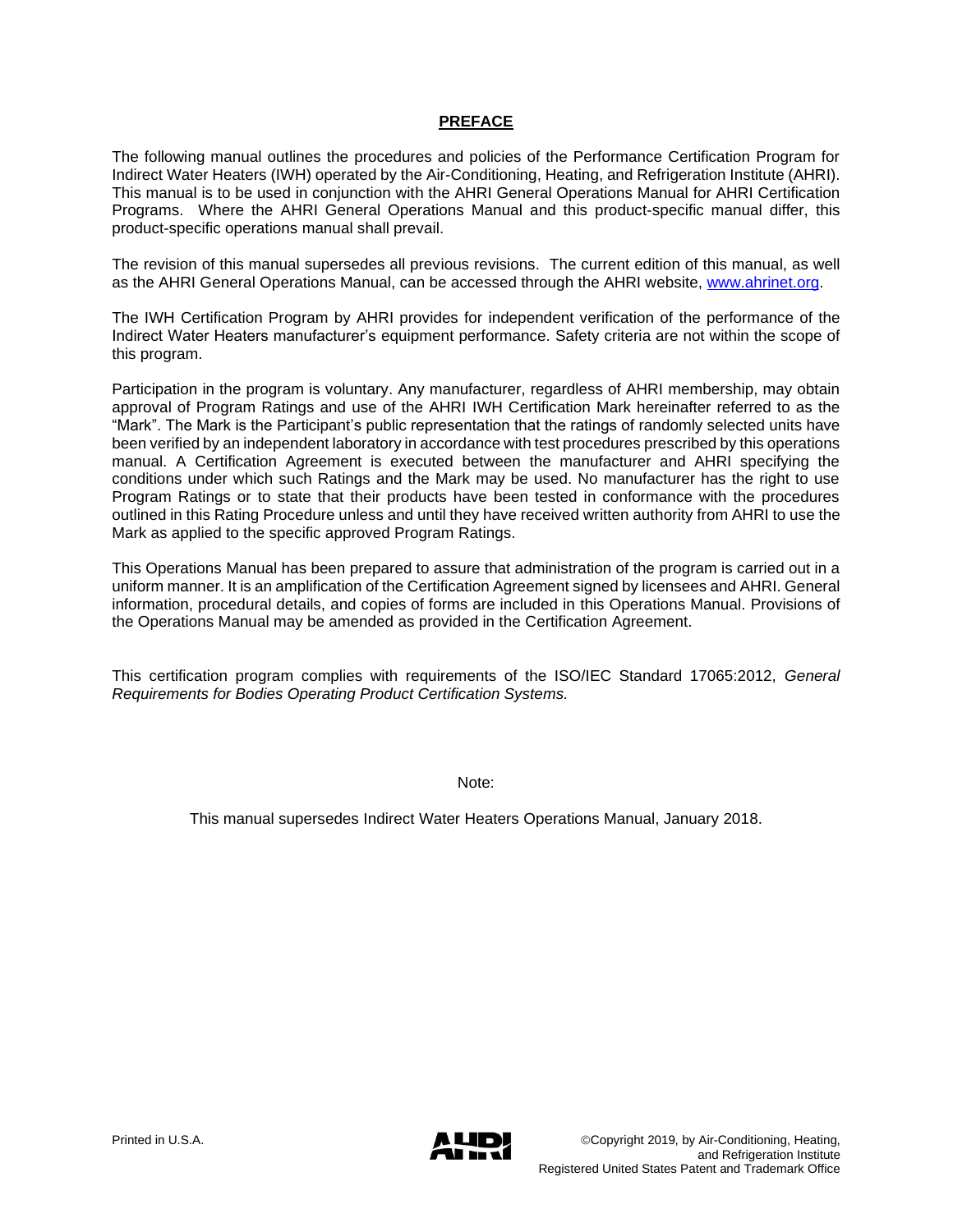## PREFACE

The following manual outlines the procedures and policies of the Performance Certification Program for Indirect Water Heaters (IWH) operated by the Air-Conditioning, Heating, and Refrigeration Institute (AHRI). This manual is to be used in conjunction with the AHRI General Operations Manual for AHRI Certification Programs. Where the AHRI General Operations Manual and this product-specific manual differ, this product-specific operations manual shall prevail.

The revision of this manual supersedes all previous revisions. The current edition of this manual, as well as the AHRI General Operations Manual, can be accessed through the AHRI website, [www.ahrinet.org](www.ahrinet.org).

The IWH Certification Program by AHRI provides for independent verification of the performance of the Indirect Water Heaters manufacturer's equipment performance. Safety criteria are not within the scope of this program.

Participation in the program is voluntary. Any manufacturer, regardless of AHRI membership, may obtain approval of Program Ratings and use of the AHRI IWH Certification Mark hereinafter referred to as the "Mark". The Mark is the Participant's public representation that the ratings of randomly selected units have been verified by an independent laboratory in accordance with test procedures prescribed by this operations manual. A Certification Agreement is executed between the manufacturer and AHRI specifying the conditions under which such Ratings and the Mark may be used. No manufacturer has the right to use Program Ratings or to state that their products have been tested in conformance with the procedures outlined in this Rating Procedure unless and until they have received written authority from AHRI to use the Mark as applied to the specific approved Program Ratings.

This Operations Manual has been prepared to assure that administration of the program is carried out in a uniform manner. It is an amplification of the Certification Agreement signed by licensees and AHRI. General information, procedural details, and copies of forms are included in this Operations Manual. Provisions of the Operations Manual may be amended as provided in the Certification Agreement.

This certification program complies with requirements of the ISO/IEC Standard 17065:2012, *General Requirements for Bodies Operating Product Certification Systems.*

Note:

This manual supersedes Indirect Water Heaters Operations Manual, January 2018.

Printed in U.S.A.

©Copyright 2019, by Air-Conditioning, Heating, and Refrigeration Institute
Registered United States Patent and Trademark Office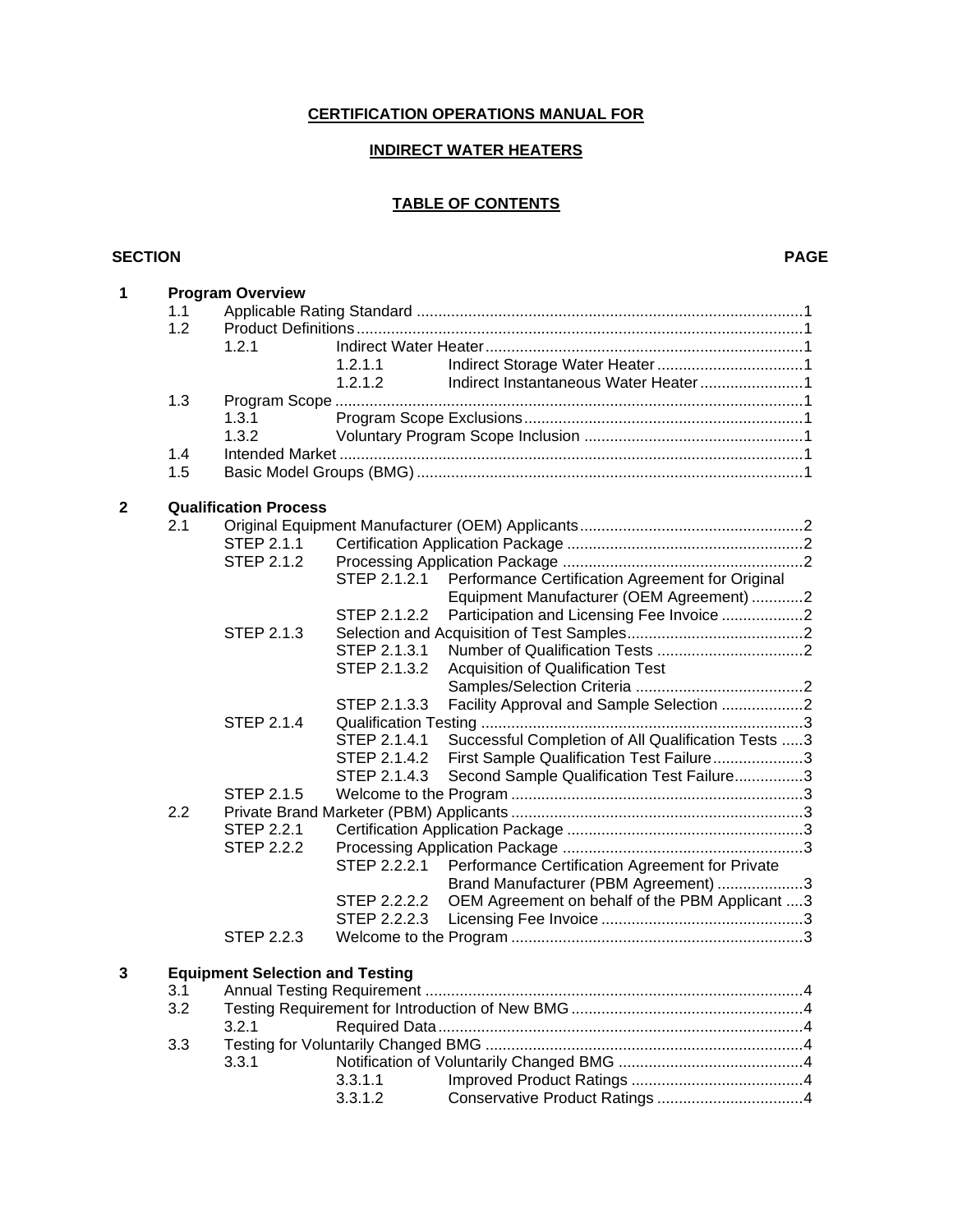**CERTIFICATION OPERATIONS MANUAL FOR**

**INDIRECT WATER HEATERS**

**TABLE OF CONTENTS**

| SECTION | | | | | PAGE |
|---|---|---|---|---|---|
| **1** | **Program Overview** | | | | |
| | 1.1 | Applicable Rating Standard | | | 1 |
| | 1.2 | Product Definitions | | | 1 |
| | | 1.2.1 | Indirect Water Heater | | 1 |
| | | | 1.2.1.1 | Indirect Storage Water Heater | 1 |
| | | | 1.2.1.2 | Indirect Instantaneous Water Heater | 1 |
| | 1.3 | Program Scope | | | 1 |
| | | 1.3.1 | Program Scope Exclusions | | 1 |
| | | 1.3.2 | Voluntary Program Scope Inclusion | | 1 |
| | 1.4 | Intended Market | | | 1 |
| | 1.5 | Basic Model Groups (BMG) | | | 1 |
| **2** | **Qualification Process** | | | | |
| | 2.1 | Original Equipment Manufacturer (OEM) Applicants | | | 2 |
| | | STEP 2.1.1 | Certification Application Package | | 2 |
| | | STEP 2.1.2 | Processing Application Package | | 2 |
| | | | STEP 2.1.2.1 | Performance Certification Agreement for Original Equipment Manufacturer (OEM Agreement) | 2 |
| | | | STEP 2.1.2.2 | Participation and Licensing Fee Invoice | 2 |
| | | STEP 2.1.3 | Selection and Acquisition of Test Samples | | 2 |
| | | | STEP 2.1.3.1 | Number of Qualification Tests | 2 |
| | | | STEP 2.1.3.2 | Acquisition of Qualification Test Samples/Selection Criteria | 2 |
| | | | STEP 2.1.3.3 | Facility Approval and Sample Selection | 2 |
| | | STEP 2.1.4 | Qualification Testing | | 3 |
| | | | STEP 2.1.4.1 | Successful Completion of All Qualification Tests | 3 |
| | | | STEP 2.1.4.2 | First Sample Qualification Test Failure | 3 |
| | | | STEP 2.1.4.3 | Second Sample Qualification Test Failure | 3 |
| | | STEP 2.1.5 | Welcome to the Program | | 3 |
| | 2.2 | Private Brand Marketer (PBM) Applicants | | | 3 |
| | | STEP 2.2.1 | Certification Application Package | | 3 |
| | | STEP 2.2.2 | Processing Application Package | | 3 |
| | | | STEP 2.2.2.1 | Performance Certification Agreement for Private Brand Manufacturer (PBM Agreement) | 3 |
| | | | STEP 2.2.2.2 | OEM Agreement on behalf of the PBM Applicant | 3 |
| | | | STEP 2.2.2.3 | Licensing Fee Invoice | 3 |
| | | STEP 2.2.3 | Welcome to the Program | | 3 |
| **3** | **Equipment Selection and Testing** | | | | |
| | 3.1 | Annual Testing Requirement | | | 4 |
| | 3.2 | Testing Requirement for Introduction of New BMG | | | 4 |
| | | 3.2.1 | Required Data | | 4 |
| | 3.3 | Testing for Voluntarily Changed BMG | | | 4 |
| | | 3.3.1 | Notification of Voluntarily Changed BMG | | 4 |
| | | | 3.3.1.1 | Improved Product Ratings | 4 |
| | | | 3.3.1.2 | Conservative Product Ratings | 4 |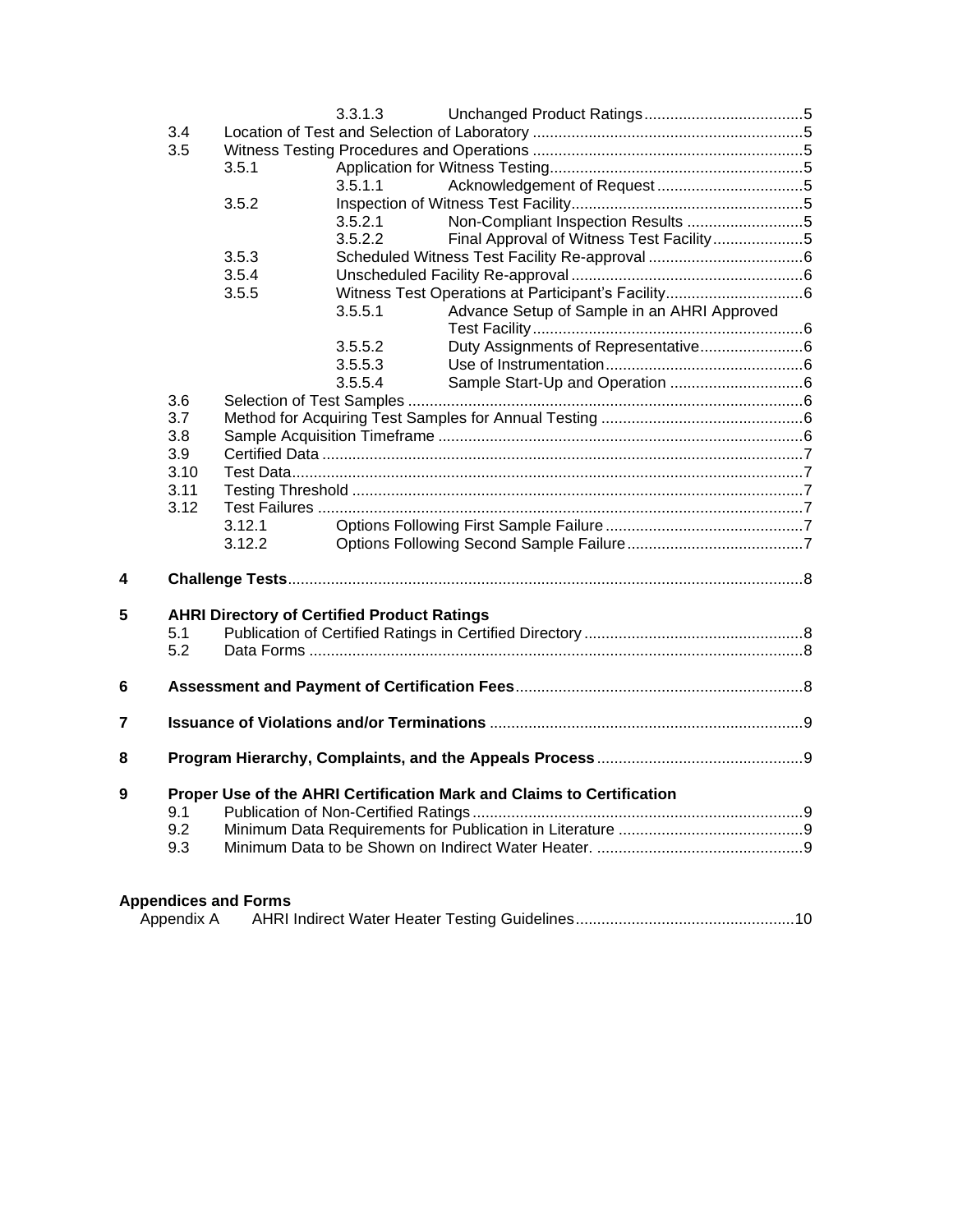| | | | | |
|---|---|---|---|---|
| | | | 3.3.1.3 | Unchanged Product Ratings.....5 |
| | 3.4 | Location of Test and Selection of Laboratory.....5 | | |
| | 3.5 | Witness Testing Procedures and Operations.....5 | | |
| | | 3.5.1 | Application for Witness Testing.....5 | |
| | | | 3.5.1.1 | Acknowledgement of Request.....5 |
| | | 3.5.2 | Inspection of Witness Test Facility.....5 | |
| | | | 3.5.2.1 | Non-Compliant Inspection Results.....5 |
| | | | 3.5.2.2 | Final Approval of Witness Test Facility.....5 |
| | | 3.5.3 | Scheduled Witness Test Facility Re-approval.....6 | |
| | | 3.5.4 | Unscheduled Facility Re-approval.....6 | |
| | | 3.5.5 | Witness Test Operations at Participant's Facility.....6 | |
| | | | 3.5.5.1 | Advance Setup of Sample in an AHRI Approved Test Facility.....6 |
| | | | 3.5.5.2 | Duty Assignments of Representative.....6 |
| | | | 3.5.5.3 | Use of Instrumentation.....6 |
| | | | 3.5.5.4 | Sample Start-Up and Operation.....6 |
| | 3.6 | Selection of Test Samples.....6 | | |
| | 3.7 | Method for Acquiring Test Samples for Annual Testing.....6 | | |
| | 3.8 | Sample Acquisition Timeframe.....6 | | |
| | 3.9 | Certified Data.....7 | | |
| | 3.10 | Test Data.....7 | | |
| | 3.11 | Testing Threshold.....7 | | |
| | 3.12 | Test Failures.....7 | | |
| | | 3.12.1 | Options Following First Sample Failure.....7 | |
| | | 3.12.2 | Options Following Second Sample Failure.....7 | |
| **4** | **Challenge Tests**.....8 | | | |
| **5** | **AHRI Directory of Certified Product Ratings** | | | |
| | 5.1 | Publication of Certified Ratings in Certified Directory.....8 | | |
| | 5.2 | Data Forms.....8 | | |
| **6** | **Assessment and Payment of Certification Fees**.....8 | | | |
| **7** | **Issuance of Violations and/or Terminations**.....9 | | | |
| **8** | **Program Hierarchy, Complaints, and the Appeals Process**.....9 | | | |
| **9** | **Proper Use of the AHRI Certification Mark and Claims to Certification** | | | |
| | 9.1 | Publication of Non-Certified Ratings.....9 | | |
| | 9.2 | Minimum Data Requirements for Publication in Literature.....9 | | |
| | 9.3 | Minimum Data to be Shown on Indirect Water Heater......9 | | |

**Appendices and Forms**

| | |
|---|---|
| Appendix A | AHRI Indirect Water Heater Testing Guidelines.....10 |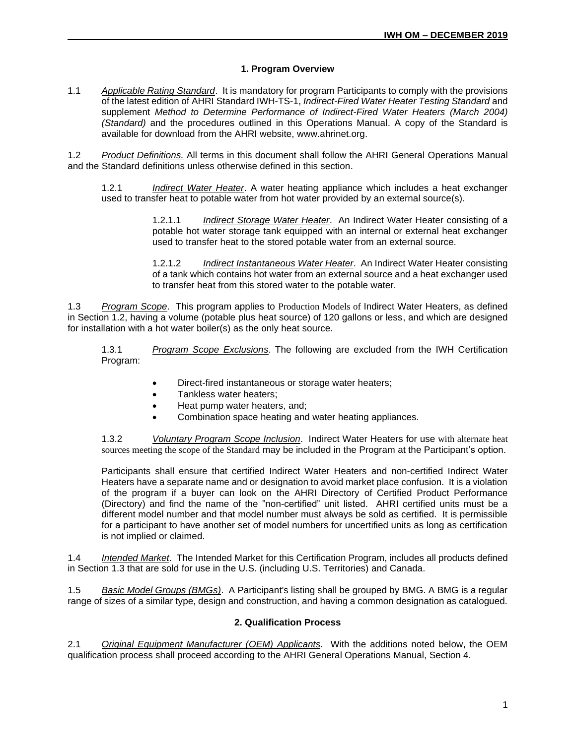## 1. Program Overview

1.1 *Applicable Rating Standard*. It is mandatory for program Participants to comply with the provisions of the latest edition of AHRI Standard IWH-TS-1, *Indirect-Fired Water Heater Testing Standard* and supplement *Method to Determine Performance of Indirect-Fired Water Heaters (March 2004) (Standard)* and the procedures outlined in this Operations Manual. A copy of the Standard is available for download from the AHRI website, www.ahrinet.org.

1.2 *Product Definitions.* All terms in this document shall follow the AHRI General Operations Manual and the Standard definitions unless otherwise defined in this section.

1.2.1 *Indirect Water Heater*. A water heating appliance which includes a heat exchanger used to transfer heat to potable water from hot water provided by an external source(s).

1.2.1.1 *Indirect Storage Water Heater*. An Indirect Water Heater consisting of a potable hot water storage tank equipped with an internal or external heat exchanger used to transfer heat to the stored potable water from an external source.

1.2.1.2 *Indirect Instantaneous Water Heater*. An Indirect Water Heater consisting of a tank which contains hot water from an external source and a heat exchanger used to transfer heat from this stored water to the potable water.

1.3 *Program Scope*. This program applies to Production Models of Indirect Water Heaters, as defined in Section 1.2, having a volume (potable plus heat source) of 120 gallons or less, and which are designed for installation with a hot water boiler(s) as the only heat source.

1.3.1 *Program Scope Exclusions*. The following are excluded from the IWH Certification Program:

- Direct-fired instantaneous or storage water heaters;
- Tankless water heaters;
- Heat pump water heaters, and;
- Combination space heating and water heating appliances.

1.3.2 *Voluntary Program Scope Inclusion*. Indirect Water Heaters for use with alternate heat sources meeting the scope of the Standard may be included in the Program at the Participant's option.

Participants shall ensure that certified Indirect Water Heaters and non-certified Indirect Water Heaters have a separate name and or designation to avoid market place confusion. It is a violation of the program if a buyer can look on the AHRI Directory of Certified Product Performance (Directory) and find the name of the "non-certified" unit listed. AHRI certified units must be a different model number and that model number must always be sold as certified. It is permissible for a participant to have another set of model numbers for uncertified units as long as certification is not implied or claimed.

1.4 *Intended Market*. The Intended Market for this Certification Program, includes all products defined in Section 1.3 that are sold for use in the U.S. (including U.S. Territories) and Canada.

1.5 *Basic Model Groups (BMGs)*. A Participant's listing shall be grouped by BMG. A BMG is a regular range of sizes of a similar type, design and construction, and having a common designation as catalogued.

## 2. Qualification Process

2.1 *Original Equipment Manufacturer (OEM) Applicants*. With the additions noted below, the OEM qualification process shall proceed according to the AHRI General Operations Manual, Section 4.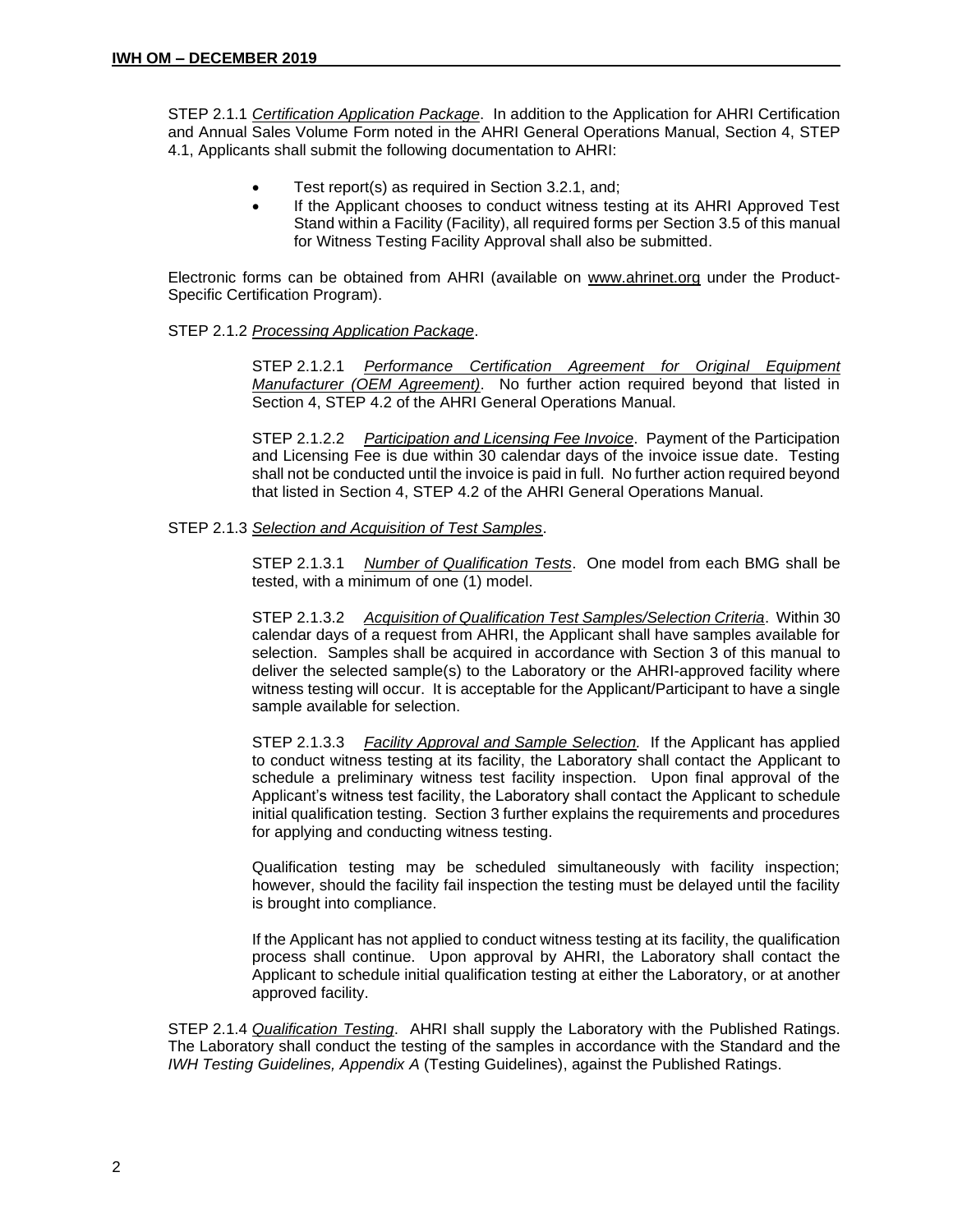STEP 2.1.1 *Certification Application Package*. In addition to the Application for AHRI Certification and Annual Sales Volume Form noted in the AHRI General Operations Manual, Section 4, STEP 4.1, Applicants shall submit the following documentation to AHRI:

- Test report(s) as required in Section 3.2.1, and;
- If the Applicant chooses to conduct witness testing at its AHRI Approved Test Stand within a Facility (Facility), all required forms per Section 3.5 of this manual for Witness Testing Facility Approval shall also be submitted.

Electronic forms can be obtained from AHRI (available on www.ahrinet.org under the Product-Specific Certification Program).

STEP 2.1.2 *Processing Application Package*.

STEP 2.1.2.1 *Performance Certification Agreement for Original Equipment Manufacturer (OEM Agreement)*. No further action required beyond that listed in Section 4, STEP 4.2 of the AHRI General Operations Manual.

STEP 2.1.2.2 *Participation and Licensing Fee Invoice*. Payment of the Participation and Licensing Fee is due within 30 calendar days of the invoice issue date. Testing shall not be conducted until the invoice is paid in full. No further action required beyond that listed in Section 4, STEP 4.2 of the AHRI General Operations Manual.

STEP 2.1.3 *Selection and Acquisition of Test Samples*.

STEP 2.1.3.1 *Number of Qualification Tests*. One model from each BMG shall be tested, with a minimum of one (1) model.

STEP 2.1.3.2 *Acquisition of Qualification Test Samples/Selection Criteria*. Within 30 calendar days of a request from AHRI, the Applicant shall have samples available for selection. Samples shall be acquired in accordance with Section 3 of this manual to deliver the selected sample(s) to the Laboratory or the AHRI-approved facility where witness testing will occur. It is acceptable for the Applicant/Participant to have a single sample available for selection.

STEP 2.1.3.3 *Facility Approval and Sample Selection.* If the Applicant has applied to conduct witness testing at its facility, the Laboratory shall contact the Applicant to schedule a preliminary witness test facility inspection. Upon final approval of the Applicant's witness test facility, the Laboratory shall contact the Applicant to schedule initial qualification testing. Section 3 further explains the requirements and procedures for applying and conducting witness testing.

Qualification testing may be scheduled simultaneously with facility inspection; however, should the facility fail inspection the testing must be delayed until the facility is brought into compliance.

If the Applicant has not applied to conduct witness testing at its facility, the qualification process shall continue. Upon approval by AHRI, the Laboratory shall contact the Applicant to schedule initial qualification testing at either the Laboratory, or at another approved facility.

STEP 2.1.4 *Qualification Testing*. AHRI shall supply the Laboratory with the Published Ratings. The Laboratory shall conduct the testing of the samples in accordance with the Standard and the *IWH Testing Guidelines, Appendix A* (Testing Guidelines), against the Published Ratings.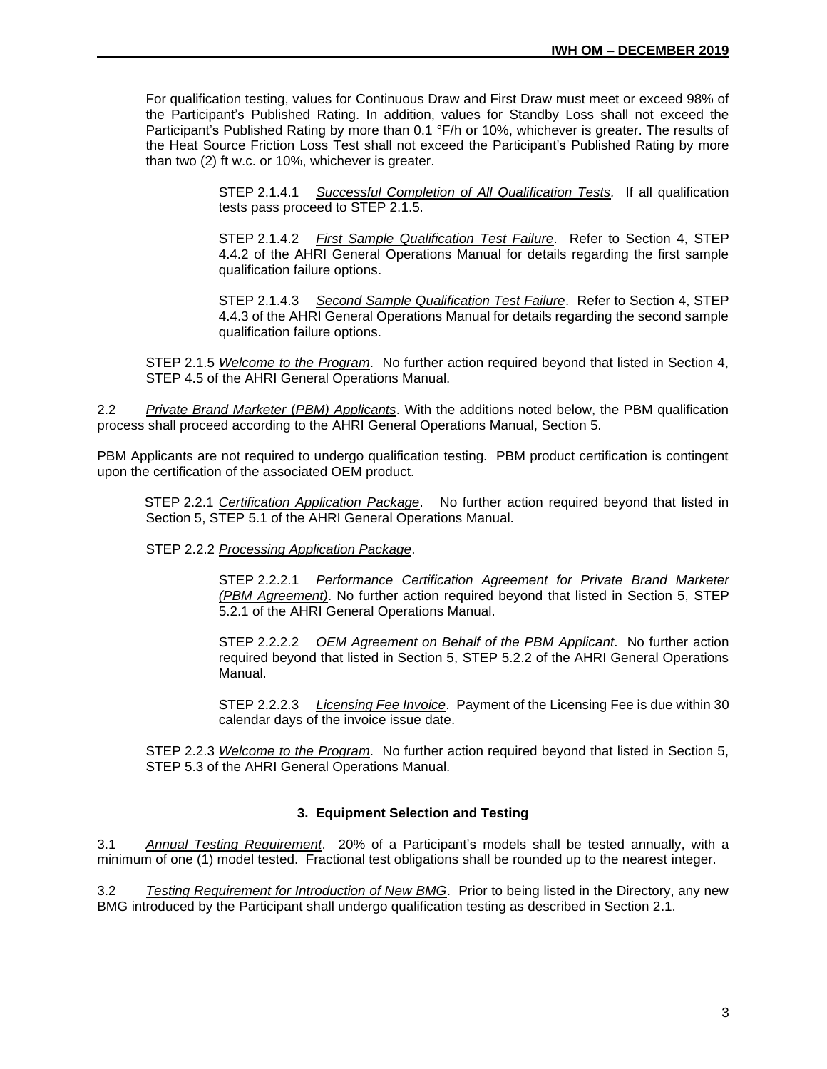For qualification testing, values for Continuous Draw and First Draw must meet or exceed 98% of the Participant's Published Rating. In addition, values for Standby Loss shall not exceed the Participant's Published Rating by more than 0.1 °F/h or 10%, whichever is greater. The results of the Heat Source Friction Loss Test shall not exceed the Participant's Published Rating by more than two (2) ft w.c. or 10%, whichever is greater.

STEP 2.1.4.1 *Successful Completion of All Qualification Tests.* If all qualification tests pass proceed to STEP 2.1.5.

STEP 2.1.4.2 *First Sample Qualification Test Failure*. Refer to Section 4, STEP 4.4.2 of the AHRI General Operations Manual for details regarding the first sample qualification failure options.

STEP 2.1.4.3 *Second Sample Qualification Test Failure*. Refer to Section 4, STEP 4.4.3 of the AHRI General Operations Manual for details regarding the second sample qualification failure options.

STEP 2.1.5 *Welcome to the Program*. No further action required beyond that listed in Section 4, STEP 4.5 of the AHRI General Operations Manual.

2.2 *Private Brand Marketer (PBM) Applicants*. With the additions noted below, the PBM qualification process shall proceed according to the AHRI General Operations Manual, Section 5.

PBM Applicants are not required to undergo qualification testing. PBM product certification is contingent upon the certification of the associated OEM product.

STEP 2.2.1 *Certification Application Package*. No further action required beyond that listed in Section 5, STEP 5.1 of the AHRI General Operations Manual.

STEP 2.2.2 *Processing Application Package*.

STEP 2.2.2.1 *Performance Certification Agreement for Private Brand Marketer (PBM Agreement)*. No further action required beyond that listed in Section 5, STEP 5.2.1 of the AHRI General Operations Manual.

STEP 2.2.2.2 *OEM Agreement on Behalf of the PBM Applicant*. No further action required beyond that listed in Section 5, STEP 5.2.2 of the AHRI General Operations Manual.

STEP 2.2.2.3 *Licensing Fee Invoice*. Payment of the Licensing Fee is due within 30 calendar days of the invoice issue date.

STEP 2.2.3 *Welcome to the Program*. No further action required beyond that listed in Section 5, STEP 5.3 of the AHRI General Operations Manual.

## 3. Equipment Selection and Testing

3.1 *Annual Testing Requirement*. 20% of a Participant's models shall be tested annually, with a minimum of one (1) model tested. Fractional test obligations shall be rounded up to the nearest integer.

3.2 *Testing Requirement for Introduction of New BMG*. Prior to being listed in the Directory, any new BMG introduced by the Participant shall undergo qualification testing as described in Section 2.1.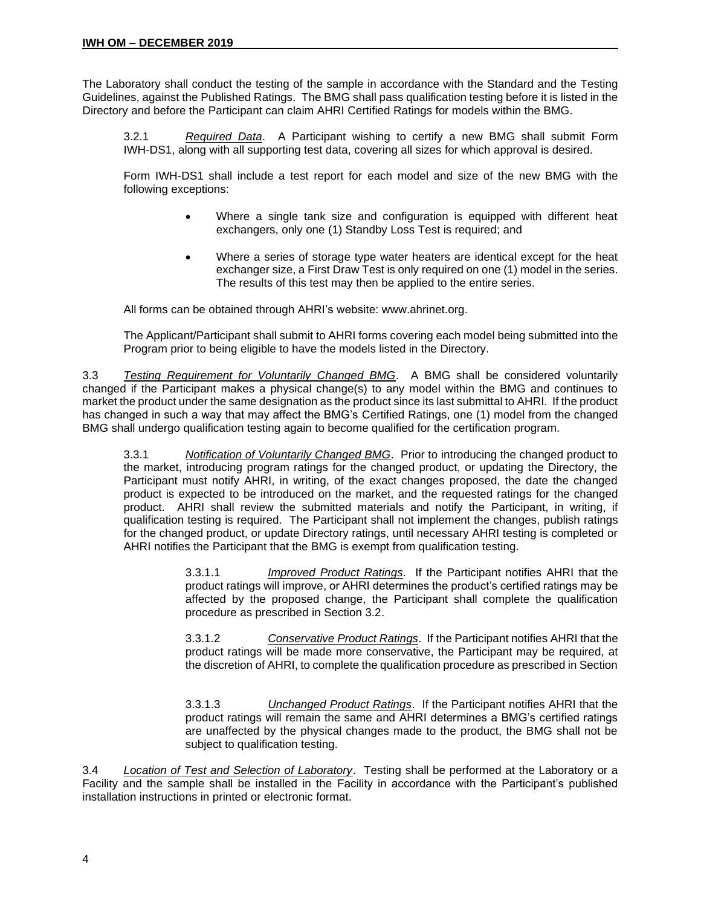The Laboratory shall conduct the testing of the sample in accordance with the Standard and the Testing Guidelines, against the Published Ratings. The BMG shall pass qualification testing before it is listed in the Directory and before the Participant can claim AHRI Certified Ratings for models within the BMG.

3.2.1 *Required Data*. A Participant wishing to certify a new BMG shall submit Form IWH-DS1, along with all supporting test data, covering all sizes for which approval is desired.

Form IWH-DS1 shall include a test report for each model and size of the new BMG with the following exceptions:

- Where a single tank size and configuration is equipped with different heat exchangers, only one (1) Standby Loss Test is required; and
- Where a series of storage type water heaters are identical except for the heat exchanger size, a First Draw Test is only required on one (1) model in the series. The results of this test may then be applied to the entire series.

All forms can be obtained through AHRI's website: www.ahrinet.org.

The Applicant/Participant shall submit to AHRI forms covering each model being submitted into the Program prior to being eligible to have the models listed in the Directory.

3.3 *Testing Requirement for Voluntarily Changed BMG*. A BMG shall be considered voluntarily changed if the Participant makes a physical change(s) to any model within the BMG and continues to market the product under the same designation as the product since its last submittal to AHRI. If the product has changed in such a way that may affect the BMG's Certified Ratings, one (1) model from the changed BMG shall undergo qualification testing again to become qualified for the certification program.

3.3.1 *Notification of Voluntarily Changed BMG*. Prior to introducing the changed product to the market, introducing program ratings for the changed product, or updating the Directory, the Participant must notify AHRI, in writing, of the exact changes proposed, the date the changed product is expected to be introduced on the market, and the requested ratings for the changed product. AHRI shall review the submitted materials and notify the Participant, in writing, if qualification testing is required. The Participant shall not implement the changes, publish ratings for the changed product, or update Directory ratings, until necessary AHRI testing is completed or AHRI notifies the Participant that the BMG is exempt from qualification testing.

3.3.1.1 *Improved Product Ratings*. If the Participant notifies AHRI that the product ratings will improve, or AHRI determines the product's certified ratings may be affected by the proposed change, the Participant shall complete the qualification procedure as prescribed in Section 3.2.

3.3.1.2 *Conservative Product Ratings*. If the Participant notifies AHRI that the product ratings will be made more conservative, the Participant may be required, at the discretion of AHRI, to complete the qualification procedure as prescribed in Section

3.3.1.3 *Unchanged Product Ratings*. If the Participant notifies AHRI that the product ratings will remain the same and AHRI determines a BMG's certified ratings are unaffected by the physical changes made to the product, the BMG shall not be subject to qualification testing.

3.4 *Location of Test and Selection of Laboratory*. Testing shall be performed at the Laboratory or a Facility and the sample shall be installed in the Facility in accordance with the Participant's published installation instructions in printed or electronic format.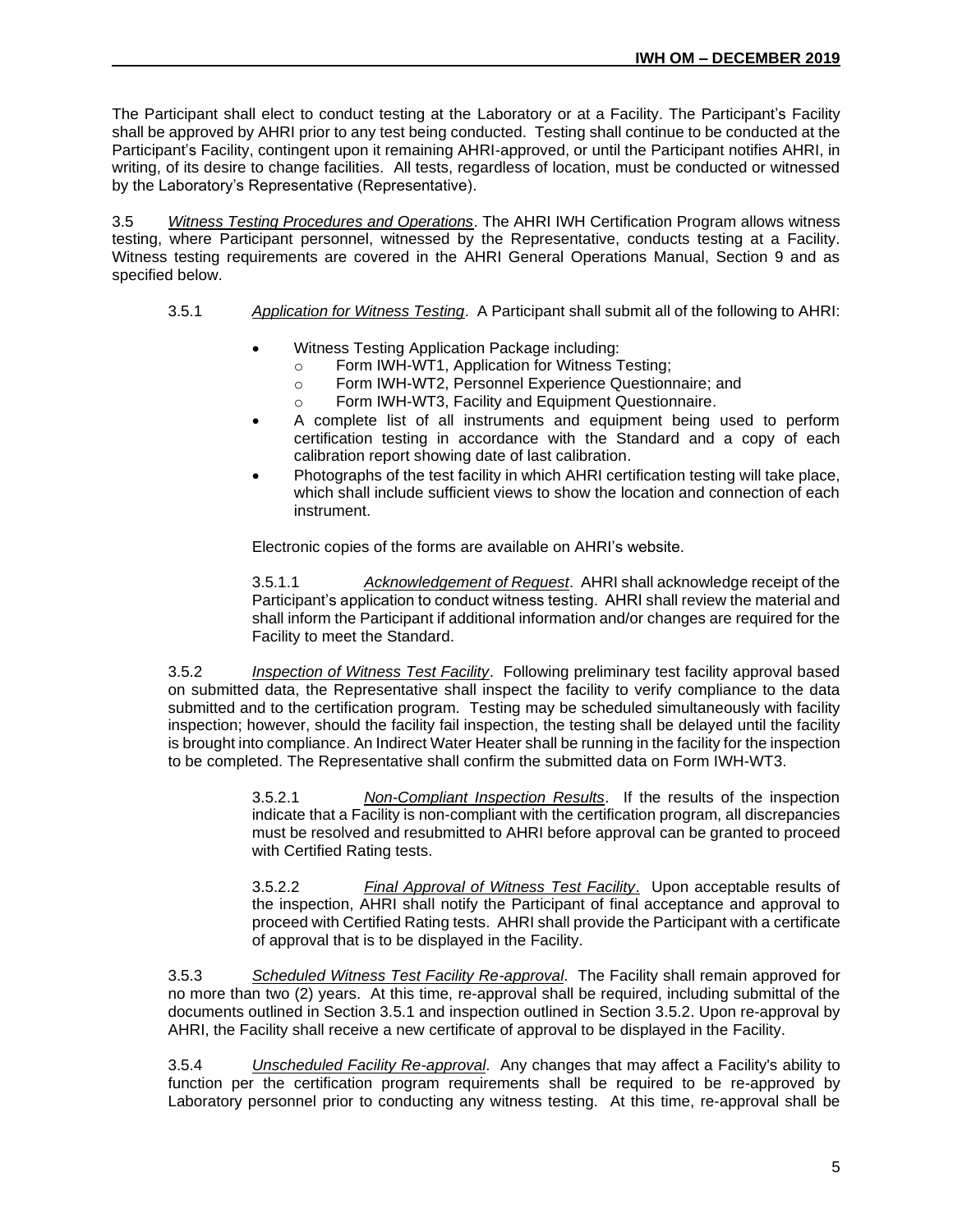The Participant shall elect to conduct testing at the Laboratory or at a Facility. The Participant's Facility shall be approved by AHRI prior to any test being conducted. Testing shall continue to be conducted at the Participant's Facility, contingent upon it remaining AHRI-approved, or until the Participant notifies AHRI, in writing, of its desire to change facilities. All tests, regardless of location, must be conducted or witnessed by the Laboratory's Representative (Representative).

3.5 *Witness Testing Procedures and Operations*. The AHRI IWH Certification Program allows witness testing, where Participant personnel, witnessed by the Representative, conducts testing at a Facility. Witness testing requirements are covered in the AHRI General Operations Manual, Section 9 and as specified below.

3.5.1 *Application for Witness Testing*. A Participant shall submit all of the following to AHRI:

- Witness Testing Application Package including:
  - Form IWH-WT1, Application for Witness Testing;
  - Form IWH-WT2, Personnel Experience Questionnaire; and
  - Form IWH-WT3, Facility and Equipment Questionnaire.
- A complete list of all instruments and equipment being used to perform certification testing in accordance with the Standard and a copy of each calibration report showing date of last calibration.
- Photographs of the test facility in which AHRI certification testing will take place, which shall include sufficient views to show the location and connection of each instrument.

Electronic copies of the forms are available on AHRI's website.

3.5.1.1 *Acknowledgement of Request*. AHRI shall acknowledge receipt of the Participant's application to conduct witness testing. AHRI shall review the material and shall inform the Participant if additional information and/or changes are required for the Facility to meet the Standard.

3.5.2 *Inspection of Witness Test Facility*. Following preliminary test facility approval based on submitted data, the Representative shall inspect the facility to verify compliance to the data submitted and to the certification program. Testing may be scheduled simultaneously with facility inspection; however, should the facility fail inspection, the testing shall be delayed until the facility is brought into compliance. An Indirect Water Heater shall be running in the facility for the inspection to be completed. The Representative shall confirm the submitted data on Form IWH-WT3.

3.5.2.1 *Non-Compliant Inspection Results*. If the results of the inspection indicate that a Facility is non-compliant with the certification program, all discrepancies must be resolved and resubmitted to AHRI before approval can be granted to proceed with Certified Rating tests.

3.5.2.2 *Final Approval of Witness Test Facility*. Upon acceptable results of the inspection, AHRI shall notify the Participant of final acceptance and approval to proceed with Certified Rating tests. AHRI shall provide the Participant with a certificate of approval that is to be displayed in the Facility.

3.5.3 *Scheduled Witness Test Facility Re-approval*. The Facility shall remain approved for no more than two (2) years. At this time, re-approval shall be required, including submittal of the documents outlined in Section 3.5.1 and inspection outlined in Section 3.5.2. Upon re-approval by AHRI, the Facility shall receive a new certificate of approval to be displayed in the Facility.

3.5.4 *Unscheduled Facility Re-approval*. Any changes that may affect a Facility's ability to function per the certification program requirements shall be required to be re-approved by Laboratory personnel prior to conducting any witness testing. At this time, re-approval shall be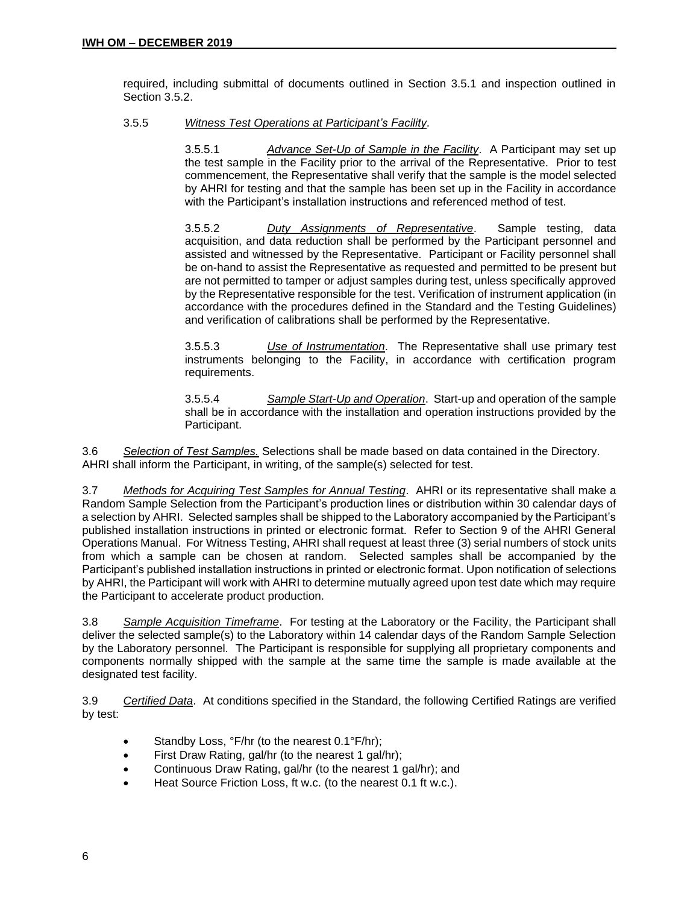required, including submittal of documents outlined in Section 3.5.1 and inspection outlined in Section 3.5.2.

3.5.5 *Witness Test Operations at Participant's Facility*.

3.5.5.1 *Advance Set-Up of Sample in the Facility*. A Participant may set up the test sample in the Facility prior to the arrival of the Representative. Prior to test commencement, the Representative shall verify that the sample is the model selected by AHRI for testing and that the sample has been set up in the Facility in accordance with the Participant's installation instructions and referenced method of test.

3.5.5.2 *Duty Assignments of Representative*. Sample testing, data acquisition, and data reduction shall be performed by the Participant personnel and assisted and witnessed by the Representative. Participant or Facility personnel shall be on-hand to assist the Representative as requested and permitted to be present but are not permitted to tamper or adjust samples during test, unless specifically approved by the Representative responsible for the test. Verification of instrument application (in accordance with the procedures defined in the Standard and the Testing Guidelines) and verification of calibrations shall be performed by the Representative.

3.5.5.3 *Use of Instrumentation*. The Representative shall use primary test instruments belonging to the Facility, in accordance with certification program requirements.

3.5.5.4 *Sample Start-Up and Operation*. Start-up and operation of the sample shall be in accordance with the installation and operation instructions provided by the Participant.

3.6 *Selection of Test Samples.* Selections shall be made based on data contained in the Directory. AHRI shall inform the Participant, in writing, of the sample(s) selected for test.

3.7 *Methods for Acquiring Test Samples for Annual Testing*. AHRI or its representative shall make a Random Sample Selection from the Participant's production lines or distribution within 30 calendar days of a selection by AHRI. Selected samples shall be shipped to the Laboratory accompanied by the Participant's published installation instructions in printed or electronic format. Refer to Section 9 of the AHRI General Operations Manual. For Witness Testing, AHRI shall request at least three (3) serial numbers of stock units from which a sample can be chosen at random. Selected samples shall be accompanied by the Participant's published installation instructions in printed or electronic format. Upon notification of selections by AHRI, the Participant will work with AHRI to determine mutually agreed upon test date which may require the Participant to accelerate product production.

3.8 *Sample Acquisition Timeframe*. For testing at the Laboratory or the Facility, the Participant shall deliver the selected sample(s) to the Laboratory within 14 calendar days of the Random Sample Selection by the Laboratory personnel. The Participant is responsible for supplying all proprietary components and components normally shipped with the sample at the same time the sample is made available at the designated test facility.

3.9 *Certified Data*. At conditions specified in the Standard, the following Certified Ratings are verified by test:

- Standby Loss, °F/hr (to the nearest 0.1°F/hr);
- First Draw Rating, gal/hr (to the nearest 1 gal/hr);
- Continuous Draw Rating, gal/hr (to the nearest 1 gal/hr); and
- Heat Source Friction Loss, ft w.c. (to the nearest 0.1 ft w.c.).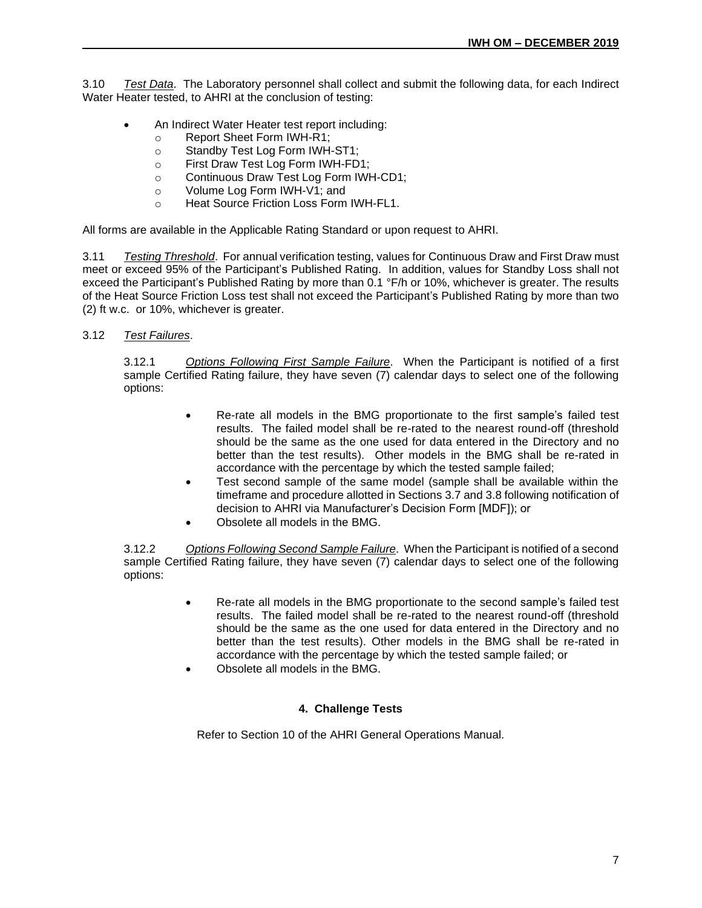3.10 *Test Data*. The Laboratory personnel shall collect and submit the following data, for each Indirect Water Heater tested, to AHRI at the conclusion of testing:

- An Indirect Water Heater test report including:
    - Report Sheet Form IWH-R1;
    - Standby Test Log Form IWH-ST1;
    - First Draw Test Log Form IWH-FD1;
    - Continuous Draw Test Log Form IWH-CD1;
    - Volume Log Form IWH-V1; and
    - Heat Source Friction Loss Form IWH-FL1.

All forms are available in the Applicable Rating Standard or upon request to AHRI.

3.11 *Testing Threshold*. For annual verification testing, values for Continuous Draw and First Draw must meet or exceed 95% of the Participant's Published Rating. In addition, values for Standby Loss shall not exceed the Participant's Published Rating by more than 0.1 °F/h or 10%, whichever is greater. The results of the Heat Source Friction Loss test shall not exceed the Participant's Published Rating by more than two (2) ft w.c. or 10%, whichever is greater.

3.12 *Test Failures*.

3.12.1 *Options Following First Sample Failure*. When the Participant is notified of a first sample Certified Rating failure, they have seven (7) calendar days to select one of the following options:

- Re-rate all models in the BMG proportionate to the first sample's failed test results. The failed model shall be re-rated to the nearest round-off (threshold should be the same as the one used for data entered in the Directory and no better than the test results). Other models in the BMG shall be re-rated in accordance with the percentage by which the tested sample failed;
- Test second sample of the same model (sample shall be available within the timeframe and procedure allotted in Sections 3.7 and 3.8 following notification of decision to AHRI via Manufacturer's Decision Form [MDF]); or
- Obsolete all models in the BMG.

3.12.2 *Options Following Second Sample Failure*. When the Participant is notified of a second sample Certified Rating failure, they have seven (7) calendar days to select one of the following options:

- Re-rate all models in the BMG proportionate to the second sample's failed test results. The failed model shall be re-rated to the nearest round-off (threshold should be the same as the one used for data entered in the Directory and no better than the test results). Other models in the BMG shall be re-rated in accordance with the percentage by which the tested sample failed; or
- Obsolete all models in the BMG.

## 4. Challenge Tests

Refer to Section 10 of the AHRI General Operations Manual.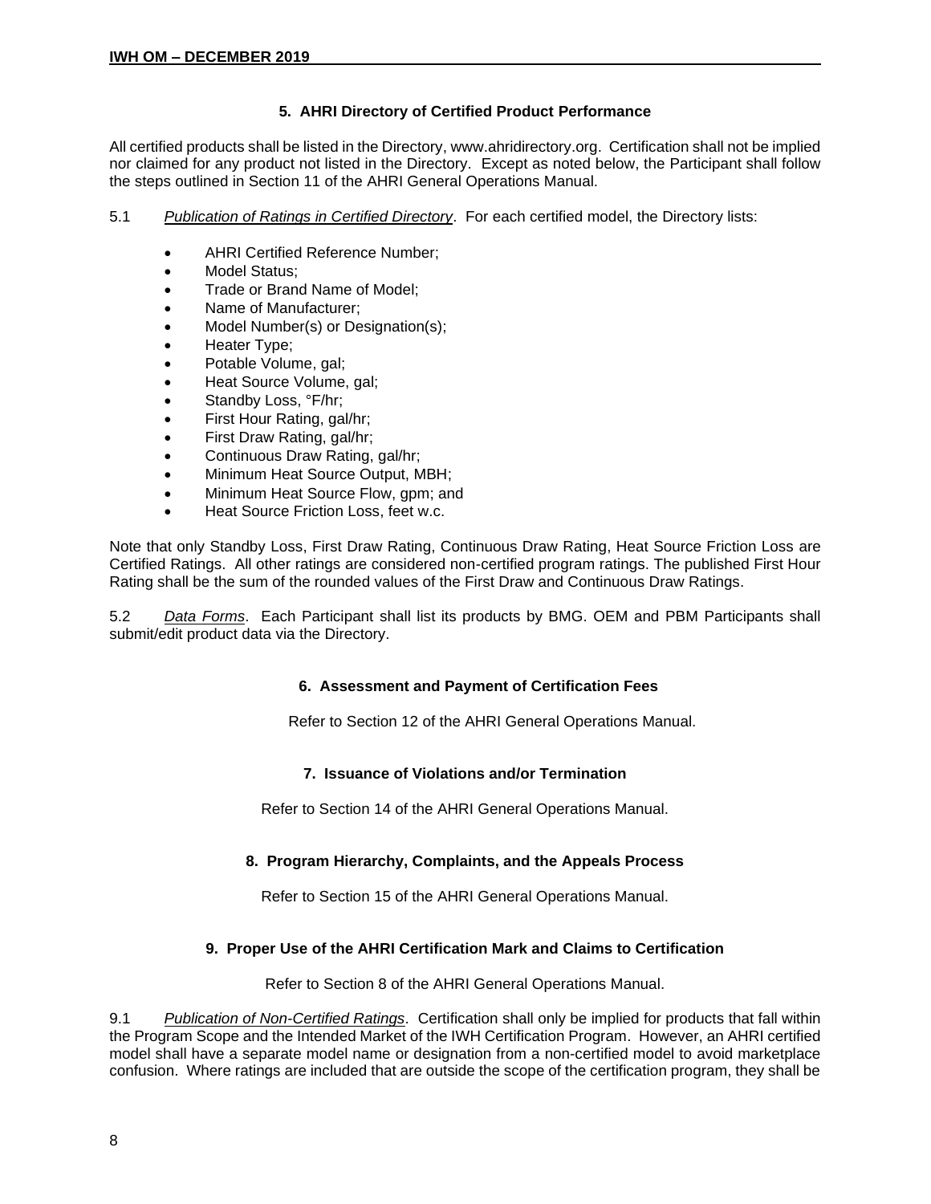## 5. AHRI Directory of Certified Product Performance

All certified products shall be listed in the Directory, www.ahridirectory.org. Certification shall not be implied nor claimed for any product not listed in the Directory. Except as noted below, the Participant shall follow the steps outlined in Section 11 of the AHRI General Operations Manual.

5.1 *Publication of Ratings in Certified Directory*. For each certified model, the Directory lists:

- AHRI Certified Reference Number;
- Model Status;
- Trade or Brand Name of Model;
- Name of Manufacturer;
- Model Number(s) or Designation(s);
- Heater Type;
- Potable Volume, gal;
- Heat Source Volume, gal;
- Standby Loss, °F/hr;
- First Hour Rating, gal/hr;
- First Draw Rating, gal/hr;
- Continuous Draw Rating, gal/hr;
- Minimum Heat Source Output, MBH;
- Minimum Heat Source Flow, gpm; and
- Heat Source Friction Loss, feet w.c.

Note that only Standby Loss, First Draw Rating, Continuous Draw Rating, Heat Source Friction Loss are Certified Ratings. All other ratings are considered non-certified program ratings. The published First Hour Rating shall be the sum of the rounded values of the First Draw and Continuous Draw Ratings.

5.2 *Data Forms*. Each Participant shall list its products by BMG. OEM and PBM Participants shall submit/edit product data via the Directory.

## 6. Assessment and Payment of Certification Fees

Refer to Section 12 of the AHRI General Operations Manual.

## 7. Issuance of Violations and/or Termination

Refer to Section 14 of the AHRI General Operations Manual.

## 8. Program Hierarchy, Complaints, and the Appeals Process

Refer to Section 15 of the AHRI General Operations Manual.

## 9. Proper Use of the AHRI Certification Mark and Claims to Certification

Refer to Section 8 of the AHRI General Operations Manual.

9.1 *Publication of Non-Certified Ratings*. Certification shall only be implied for products that fall within the Program Scope and the Intended Market of the IWH Certification Program. However, an AHRI certified model shall have a separate model name or designation from a non-certified model to avoid marketplace confusion. Where ratings are included that are outside the scope of the certification program, they shall be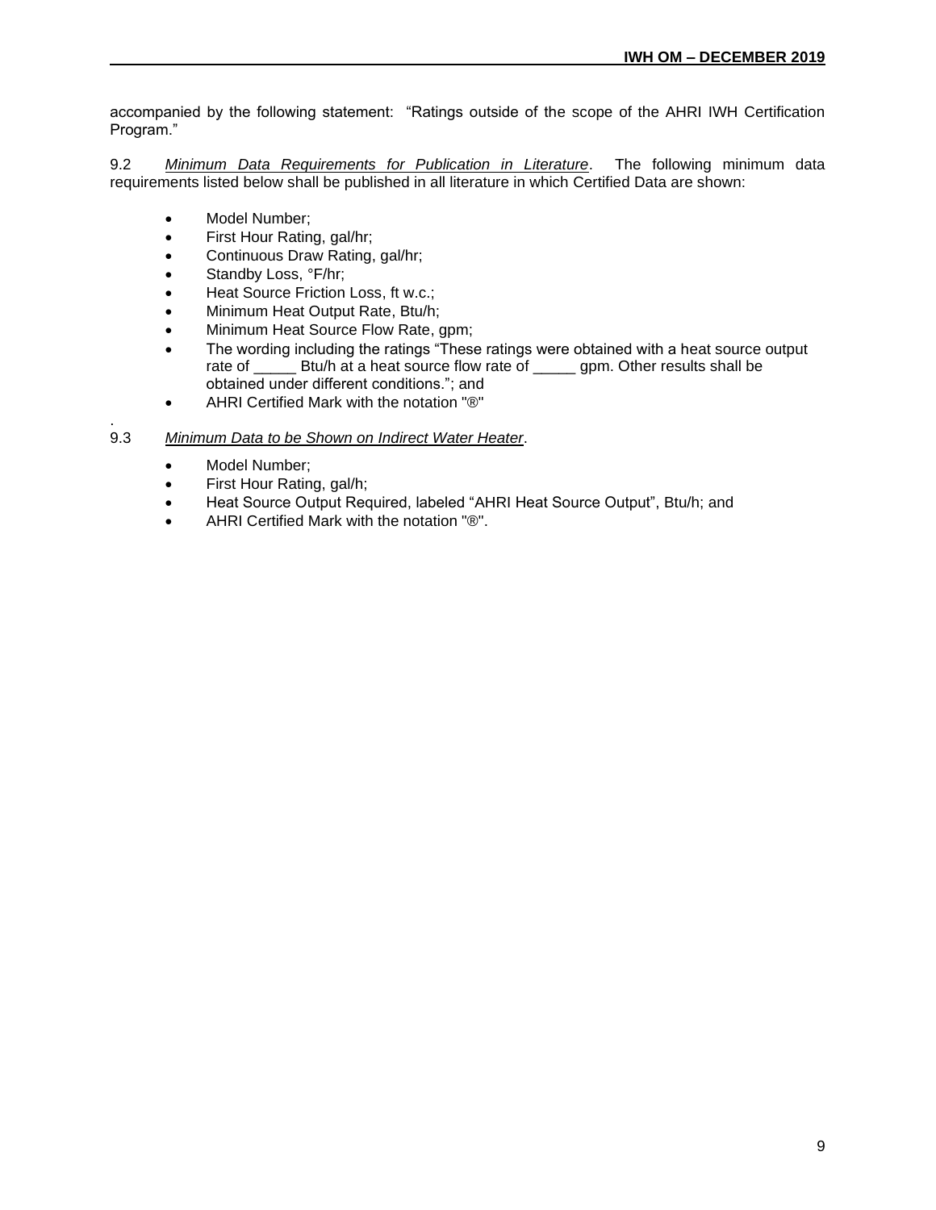accompanied by the following statement: "Ratings outside of the scope of the AHRI IWH Certification Program."

9.2 *Minimum Data Requirements for Publication in Literature*. The following minimum data requirements listed below shall be published in all literature in which Certified Data are shown:

- Model Number;
- First Hour Rating, gal/hr;
- Continuous Draw Rating, gal/hr;
- Standby Loss, °F/hr;
- Heat Source Friction Loss, ft w.c.;
- Minimum Heat Output Rate, Btu/h;
- Minimum Heat Source Flow Rate, gpm;
- The wording including the ratings "These ratings were obtained with a heat source output rate of _____ Btu/h at a heat source flow rate of _____ gpm. Other results shall be obtained under different conditions."; and
- AHRI Certified Mark with the notation "®"

.

9.3 *Minimum Data to be Shown on Indirect Water Heater*.

- Model Number;
- First Hour Rating, gal/h;
- Heat Source Output Required, labeled "AHRI Heat Source Output", Btu/h; and
- AHRI Certified Mark with the notation "®".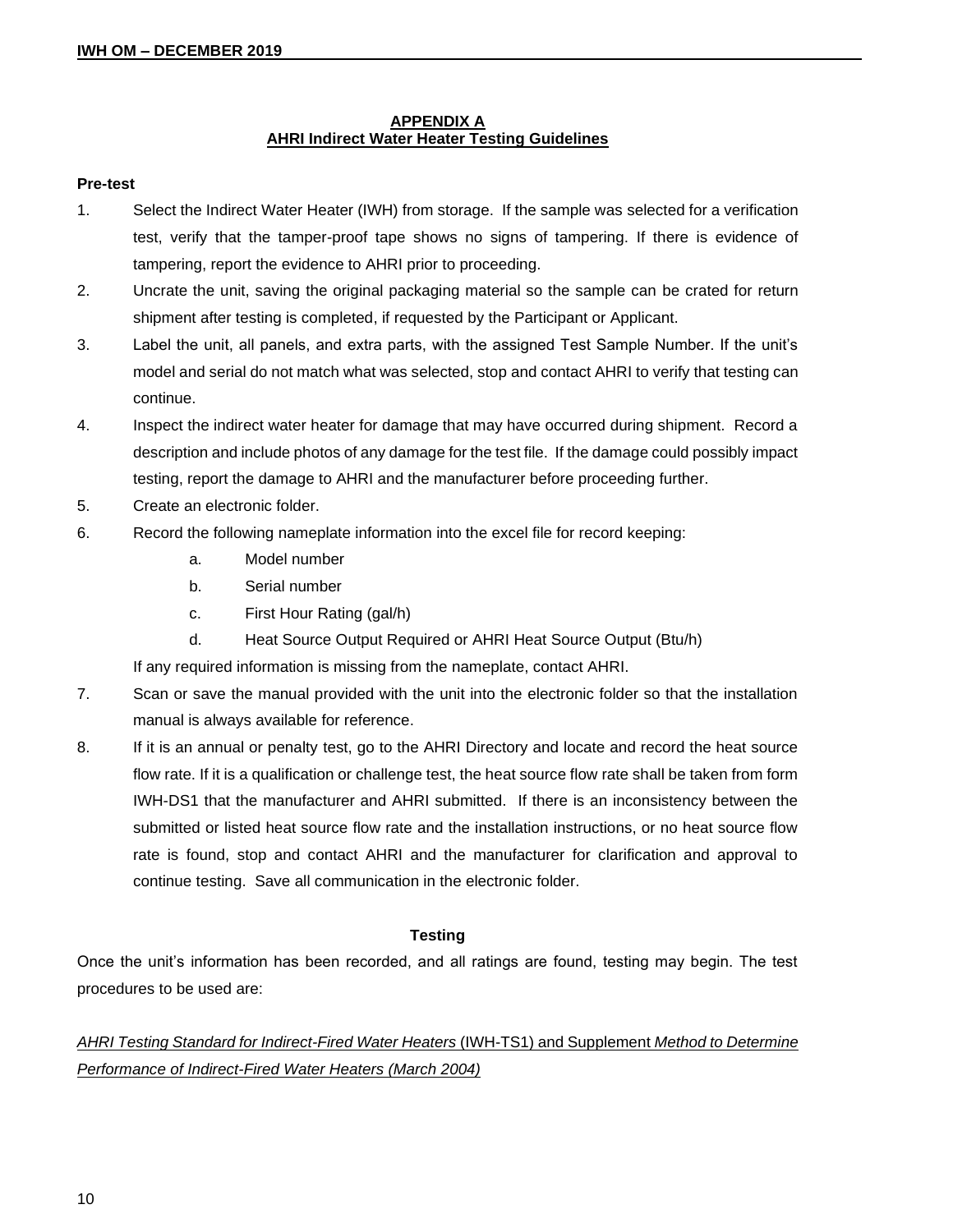## APPENDIX A
## AHRI Indirect Water Heater Testing Guidelines

**Pre-test**

1. Select the Indirect Water Heater (IWH) from storage. If the sample was selected for a verification test, verify that the tamper-proof tape shows no signs of tampering. If there is evidence of tampering, report the evidence to AHRI prior to proceeding.
2. Uncrate the unit, saving the original packaging material so the sample can be crated for return shipment after testing is completed, if requested by the Participant or Applicant.
3. Label the unit, all panels, and extra parts, with the assigned Test Sample Number. If the unit's model and serial do not match what was selected, stop and contact AHRI to verify that testing can continue.
4. Inspect the indirect water heater for damage that may have occurred during shipment. Record a description and include photos of any damage for the test file. If the damage could possibly impact testing, report the damage to AHRI and the manufacturer before proceeding further.
5. Create an electronic folder.
6. Record the following nameplate information into the excel file for record keeping:
   a. Model number
   b. Serial number
   c. First Hour Rating (gal/h)
   d. Heat Source Output Required or AHRI Heat Source Output (Btu/h)

   If any required information is missing from the nameplate, contact AHRI.
7. Scan or save the manual provided with the unit into the electronic folder so that the installation manual is always available for reference.
8. If it is an annual or penalty test, go to the AHRI Directory and locate and record the heat source flow rate. If it is a qualification or challenge test, the heat source flow rate shall be taken from form IWH-DS1 that the manufacturer and AHRI submitted. If there is an inconsistency between the submitted or listed heat source flow rate and the installation instructions, or no heat source flow rate is found, stop and contact AHRI and the manufacturer for clarification and approval to continue testing. Save all communication in the electronic folder.

**Testing**

Once the unit's information has been recorded, and all ratings are found, testing may begin. The test procedures to be used are:

*AHRI Testing Standard for Indirect-Fired Water Heaters* (IWH-TS1) and Supplement *Method to Determine Performance of Indirect-Fired Water Heaters (March 2004)*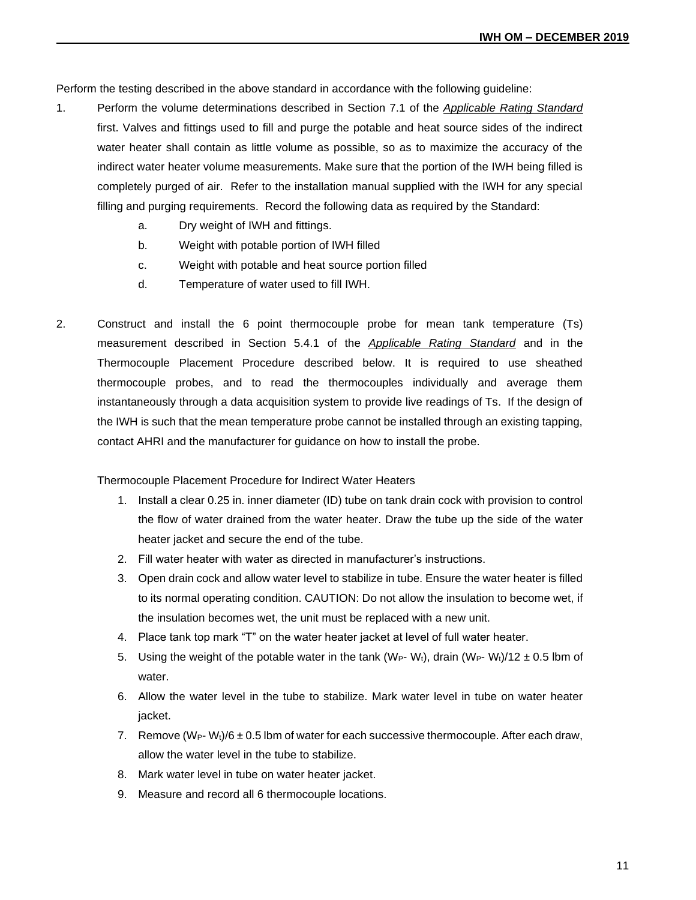Perform the testing described in the above standard in accordance with the following guideline:

1. Perform the volume determinations described in Section 7.1 of the *Applicable Rating Standard* first. Valves and fittings used to fill and purge the potable and heat source sides of the indirect water heater shall contain as little volume as possible, so as to maximize the accuracy of the indirect water heater volume measurements. Make sure that the portion of the IWH being filled is completely purged of air. Refer to the installation manual supplied with the IWH for any special filling and purging requirements. Record the following data as required by the Standard:

    a. Dry weight of IWH and fittings.

    b. Weight with potable portion of IWH filled

    c. Weight with potable and heat source portion filled

    d. Temperature of water used to fill IWH.

2. Construct and install the 6 point thermocouple probe for mean tank temperature (Ts) measurement described in Section 5.4.1 of the *Applicable Rating Standard* and in the Thermocouple Placement Procedure described below. It is required to use sheathed thermocouple probes, and to read the thermocouples individually and average them instantaneously through a data acquisition system to provide live readings of Ts. If the design of the IWH is such that the mean temperature probe cannot be installed through an existing tapping, contact AHRI and the manufacturer for guidance on how to install the probe.

    Thermocouple Placement Procedure for Indirect Water Heaters

    1. Install a clear 0.25 in. inner diameter (ID) tube on tank drain cock with provision to control the flow of water drained from the water heater. Draw the tube up the side of the water heater jacket and secure the end of the tube.
    2. Fill water heater with water as directed in manufacturer's instructions.
    3. Open drain cock and allow water level to stabilize in tube. Ensure the water heater is filled to its normal operating condition. CAUTION: Do not allow the insulation to become wet, if the insulation becomes wet, the unit must be replaced with a new unit.
    4. Place tank top mark "T" on the water heater jacket at level of full water heater.
    5. Using the weight of the potable water in the tank ($W_P$- $W_t$), drain $(W_P- W_t)/12 \pm 0.5$ lbm of water.
    6. Allow the water level in the tube to stabilize. Mark water level in tube on water heater jacket.
    7. Remove $(W_P- W_t)/6 \pm 0.5$ lbm of water for each successive thermocouple. After each draw, allow the water level in the tube to stabilize.
    8. Mark water level in tube on water heater jacket.
    9. Measure and record all 6 thermocouple locations.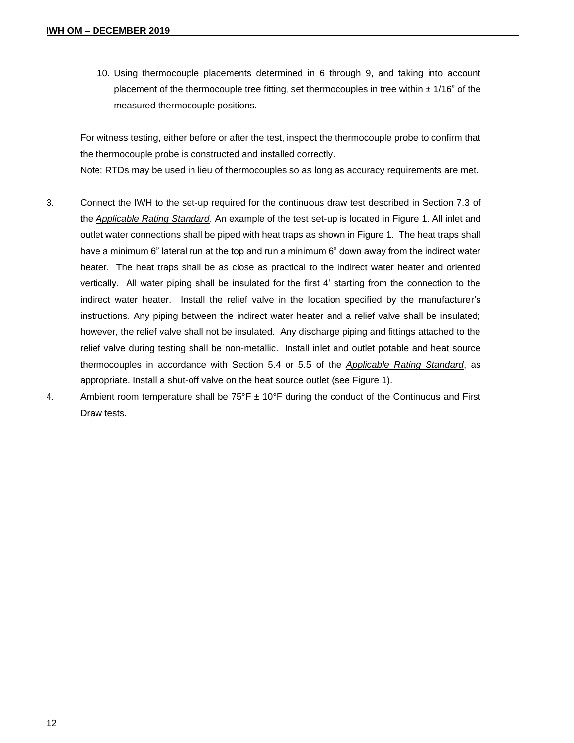10. Using thermocouple placements determined in 6 through 9, and taking into account placement of the thermocouple tree fitting, set thermocouples in tree within ± 1/16" of the measured thermocouple positions.

For witness testing, either before or after the test, inspect the thermocouple probe to confirm that the thermocouple probe is constructed and installed correctly.
Note: RTDs may be used in lieu of thermocouples so as long as accuracy requirements are met.

3. Connect the IWH to the set-up required for the continuous draw test described in Section 7.3 of the ***Applicable Rating Standard***. An example of the test set-up is located in Figure 1. All inlet and outlet water connections shall be piped with heat traps as shown in Figure 1. The heat traps shall have a minimum 6" lateral run at the top and run a minimum 6" down away from the indirect water heater. The heat traps shall be as close as practical to the indirect water heater and oriented vertically. All water piping shall be insulated for the first 4' starting from the connection to the indirect water heater. Install the relief valve in the location specified by the manufacturer's instructions. Any piping between the indirect water heater and a relief valve shall be insulated; however, the relief valve shall not be insulated. Any discharge piping and fittings attached to the relief valve during testing shall be non-metallic. Install inlet and outlet potable and heat source thermocouples in accordance with Section 5.4 or 5.5 of the ***Applicable Rating Standard***, as appropriate. Install a shut-off valve on the heat source outlet (see Figure 1).
4. Ambient room temperature shall be 75°F ± 10°F during the conduct of the Continuous and First Draw tests.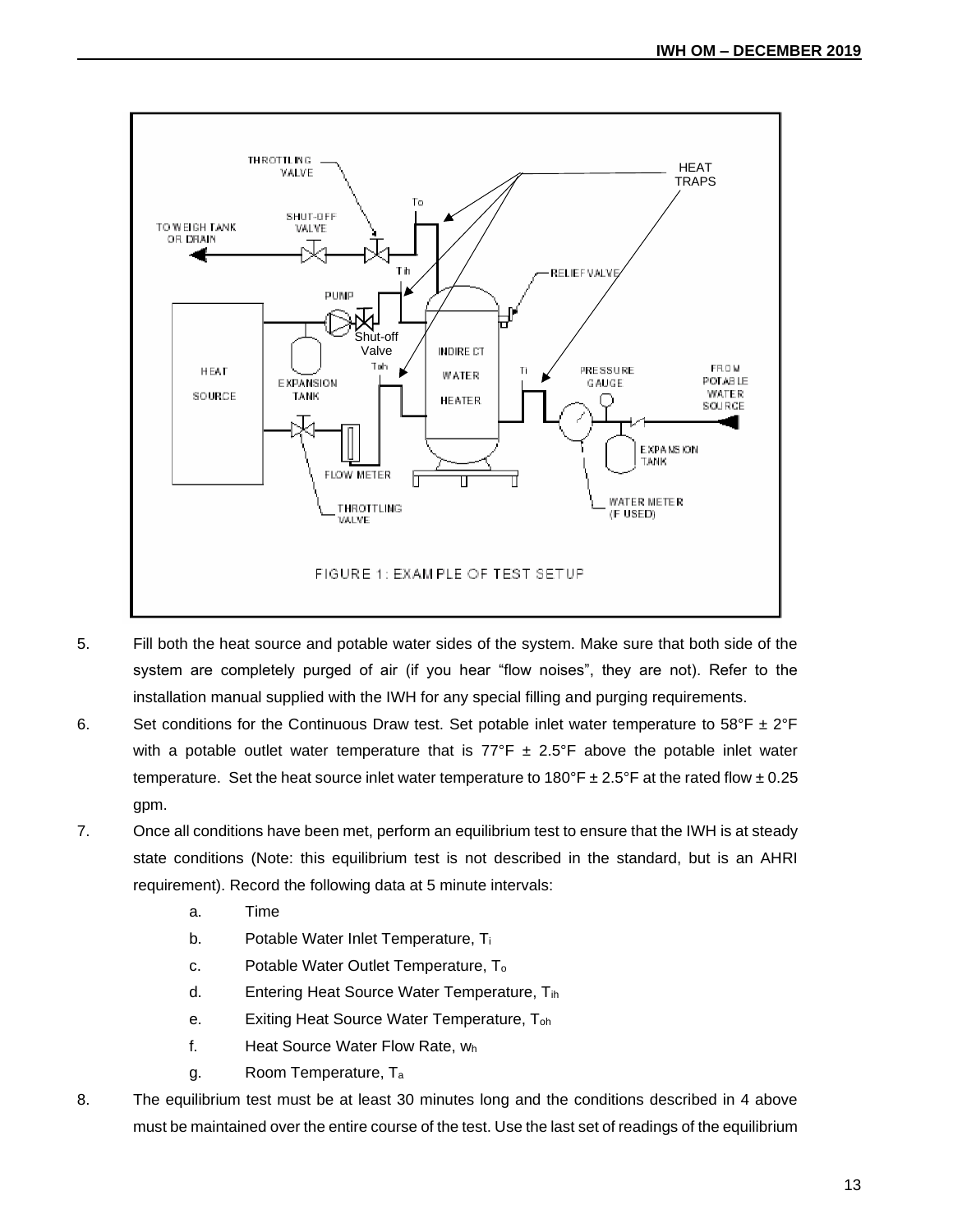FIGURE 1: EXAMPLE OF TEST SETUP

5. Fill both the heat source and potable water sides of the system. Make sure that both side of the system are completely purged of air (if you hear “flow noises”, they are not). Refer to the installation manual supplied with the IWH for any special filling and purging requirements.

6. Set conditions for the Continuous Draw test. Set potable inlet water temperature to 58°F ± 2°F with a potable outlet water temperature that is 77°F ± 2.5°F above the potable inlet water temperature. Set the heat source inlet water temperature to 180°F ± 2.5°F at the rated flow ± 0.25 gpm.

7. Once all conditions have been met, perform an equilibrium test to ensure that the IWH is at steady state conditions (Note: this equilibrium test is not described in the standard, but is an AHRI requirement). Record the following data at 5 minute intervals:

   a. Time
   b. Potable Water Inlet Temperature, $T_i$
   c. Potable Water Outlet Temperature, $T_o$
   d. Entering Heat Source Water Temperature, $T_{ih}$
   e. Exiting Heat Source Water Temperature, $T_{oh}$
   f. Heat Source Water Flow Rate, $w_h$
   g. Room Temperature, $T_a$

8. The equilibrium test must be at least 30 minutes long and the conditions described in 4 above must be maintained over the entire course of the test. Use the last set of readings of the equilibrium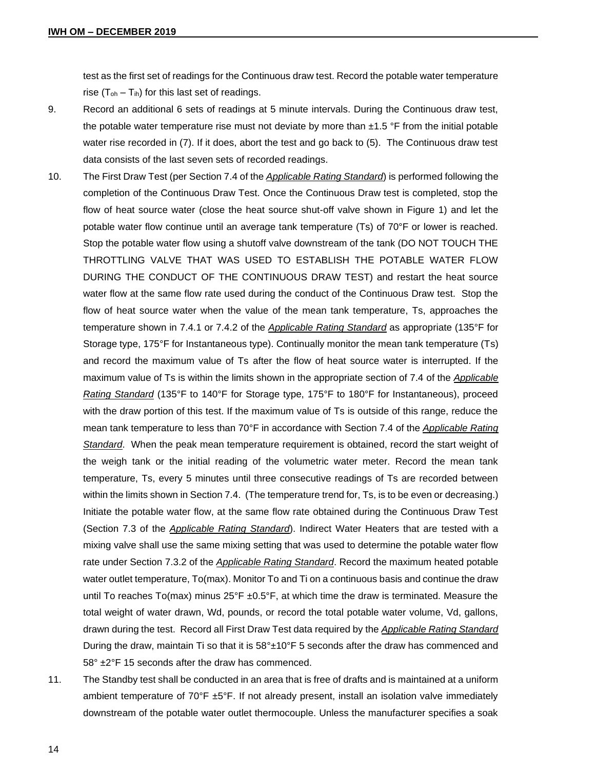test as the first set of readings for the Continuous draw test. Record the potable water temperature rise ($T_{oh} – T_{ih}$) for this last set of readings.

9. Record an additional 6 sets of readings at 5 minute intervals. During the Continuous draw test, the potable water temperature rise must not deviate by more than ±1.5 °F from the initial potable water rise recorded in (7). If it does, abort the test and go back to (5). The Continuous draw test data consists of the last seven sets of recorded readings.

10. The First Draw Test (per Section 7.4 of the ***Applicable Rating Standard***) is performed following the completion of the Continuous Draw Test. Once the Continuous Draw test is completed, stop the flow of heat source water (close the heat source shut-off valve shown in Figure 1) and let the potable water flow continue until an average tank temperature (Ts) of 70°F or lower is reached. Stop the potable water flow using a shutoff valve downstream of the tank (DO NOT TOUCH THE THROTTLING VALVE THAT WAS USED TO ESTABLISH THE POTABLE WATER FLOW DURING THE CONDUCT OF THE CONTINUOUS DRAW TEST) and restart the heat source water flow at the same flow rate used during the conduct of the Continuous Draw test. Stop the flow of heat source water when the value of the mean tank temperature, Ts, approaches the temperature shown in 7.4.1 or 7.4.2 of the ***Applicable Rating Standard*** as appropriate (135°F for Storage type, 175°F for Instantaneous type). Continually monitor the mean tank temperature (Ts) and record the maximum value of Ts after the flow of heat source water is interrupted. If the maximum value of Ts is within the limits shown in the appropriate section of 7.4 of the ***Applicable Rating Standard*** (135°F to 140°F for Storage type, 175°F to 180°F for Instantaneous), proceed with the draw portion of this test. If the maximum value of Ts is outside of this range, reduce the mean tank temperature to less than 70°F in accordance with Section 7.4 of the ***Applicable Rating Standard***. When the peak mean temperature requirement is obtained, record the start weight of the weigh tank or the initial reading of the volumetric water meter. Record the mean tank temperature, Ts, every 5 minutes until three consecutive readings of Ts are recorded between within the limits shown in Section 7.4. (The temperature trend for, Ts, is to be even or decreasing.) Initiate the potable water flow, at the same flow rate obtained during the Continuous Draw Test (Section 7.3 of the ***Applicable Rating Standard***). Indirect Water Heaters that are tested with a mixing valve shall use the same mixing setting that was used to determine the potable water flow rate under Section 7.3.2 of the ***Applicable Rating Standard***. Record the maximum heated potable water outlet temperature, To(max). Monitor To and Ti on a continuous basis and continue the draw until To reaches To(max) minus 25°F ±0.5°F, at which time the draw is terminated. Measure the total weight of water drawn, Wd, pounds, or record the total potable water volume, Vd, gallons, drawn during the test. Record all First Draw Test data required by the ***Applicable Rating Standard*** During the draw, maintain Ti so that it is 58°±10°F 5 seconds after the draw has commenced and 58° ±2°F 15 seconds after the draw has commenced.

11. The Standby test shall be conducted in an area that is free of drafts and is maintained at a uniform ambient temperature of 70°F ±5°F. If not already present, install an isolation valve immediately downstream of the potable water outlet thermocouple. Unless the manufacturer specifies a soak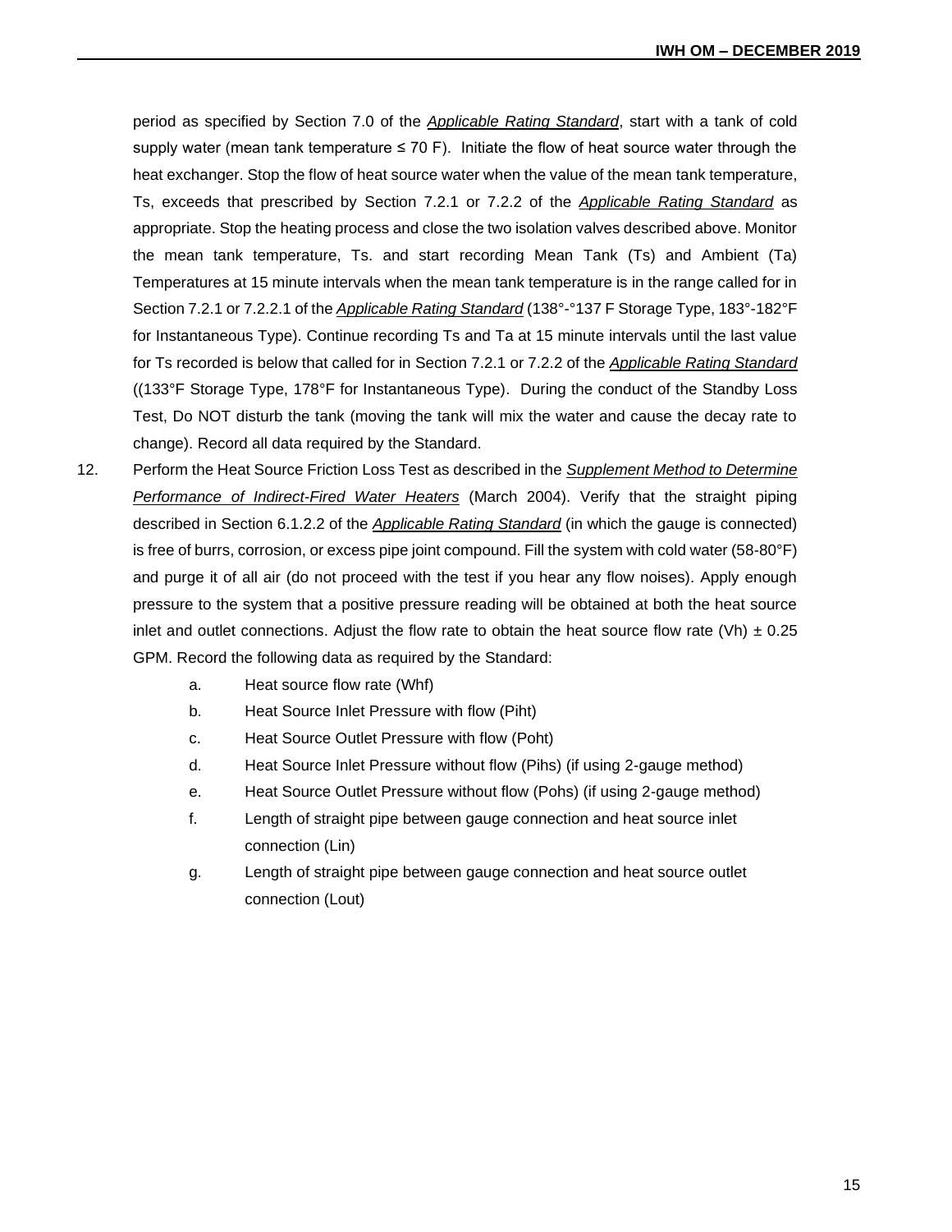period as specified by Section 7.0 of the ***Applicable Rating Standard***, start with a tank of cold supply water (mean tank temperature ≤ 70 F). Initiate the flow of heat source water through the heat exchanger. Stop the flow of heat source water when the value of the mean tank temperature, Ts, exceeds that prescribed by Section 7.2.1 or 7.2.2 of the ***Applicable Rating Standard*** as appropriate. Stop the heating process and close the two isolation valves described above. Monitor the mean tank temperature, Ts. and start recording Mean Tank (Ts) and Ambient (Ta) Temperatures at 15 minute intervals when the mean tank temperature is in the range called for in Section 7.2.1 or 7.2.2.1 of the ***Applicable Rating Standard*** (138°-°137 F Storage Type, 183°-182°F for Instantaneous Type). Continue recording Ts and Ta at 15 minute intervals until the last value for Ts recorded is below that called for in Section 7.2.1 or 7.2.2 of the ***Applicable Rating Standard*** ((133°F Storage Type, 178°F for Instantaneous Type). During the conduct of the Standby Loss Test, Do NOT disturb the tank (moving the tank will mix the water and cause the decay rate to change). Record all data required by the Standard.

12. Perform the Heat Source Friction Loss Test as described in the ***Supplement Method to Determine Performance of Indirect-Fired Water Heaters*** (March 2004). Verify that the straight piping described in Section 6.1.2.2 of the ***Applicable Rating Standard*** (in which the gauge is connected) is free of burrs, corrosion, or excess pipe joint compound. Fill the system with cold water (58-80°F) and purge it of all air (do not proceed with the test if you hear any flow noises). Apply enough pressure to the system that a positive pressure reading will be obtained at both the heat source inlet and outlet connections. Adjust the flow rate to obtain the heat source flow rate (Vh) ± 0.25 GPM. Record the following data as required by the Standard:
    a. Heat source flow rate (Whf)
    b. Heat Source Inlet Pressure with flow (Piht)
    c. Heat Source Outlet Pressure with flow (Poht)
    d. Heat Source Inlet Pressure without flow (Pihs) (if using 2-gauge method)
    e. Heat Source Outlet Pressure without flow (Pohs) (if using 2-gauge method)
    f. Length of straight pipe between gauge connection and heat source inlet connection (Lin)
    g. Length of straight pipe between gauge connection and heat source outlet connection (Lout)